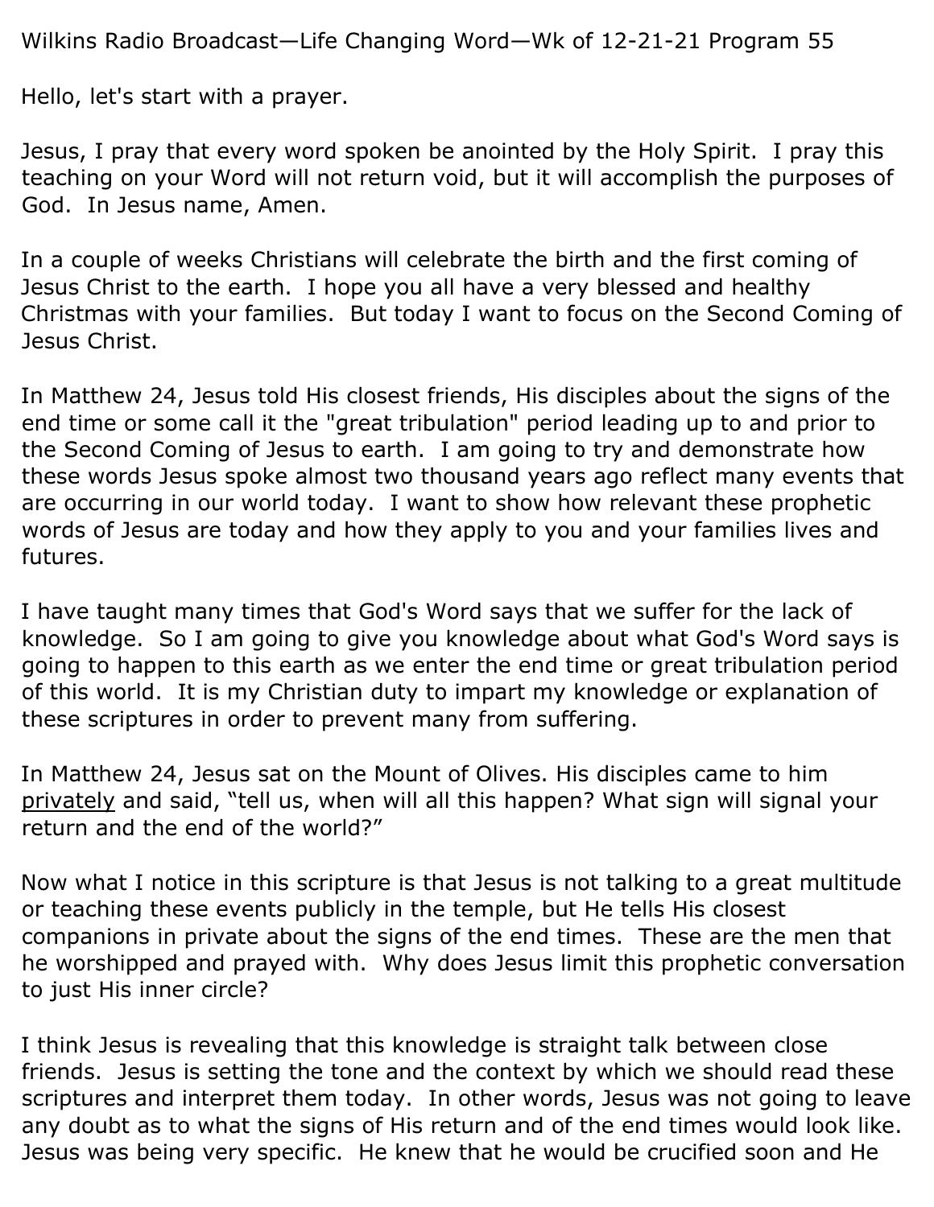Wilkins Radio Broadcast—Life Changing Word—Wk of 12-21-21 Program 55

Hello, let's start with a prayer.

Jesus, I pray that every word spoken be anointed by the Holy Spirit. I pray this teaching on your Word will not return void, but it will accomplish the purposes of God. In Jesus name, Amen.

In a couple of weeks Christians will celebrate the birth and the first coming of Jesus Christ to the earth. I hope you all have a very blessed and healthy Christmas with your families. But today I want to focus on the Second Coming of Jesus Christ.

In Matthew 24, Jesus told His closest friends, His disciples about the signs of the end time or some call it the "great tribulation" period leading up to and prior to the Second Coming of Jesus to earth. I am going to try and demonstrate how these words Jesus spoke almost two thousand years ago reflect many events that are occurring in our world today. I want to show how relevant these prophetic words of Jesus are today and how they apply to you and your families lives and futures.

I have taught many times that God's Word says that we suffer for the lack of knowledge. So I am going to give you knowledge about what God's Word says is going to happen to this earth as we enter the end time or great tribulation period of this world. It is my Christian duty to impart my knowledge or explanation of these scriptures in order to prevent many from suffering.

In Matthew 24, Jesus sat on the Mount of Olives. His disciples came to him <u>privately</u> and said, "tell us, when will all this happen? What sign will signal your return and the end of the world?"

Now what I notice in this scripture is that Jesus is not talking to a great multitude or teaching these events publicly in the temple, but He tells His closest companions in private about the signs of the end times. These are the men that he worshipped and prayed with. Why does Jesus limit this prophetic conversation to just His inner circle?

I think Jesus is revealing that this knowledge is straight talk between close friends. Jesus is setting the tone and the context by which we should read these scriptures and interpret them today. In other words, Jesus was not going to leave any doubt as to what the signs of His return and of the end times would look like. Jesus was being very specific. He knew that he would be crucified soon and He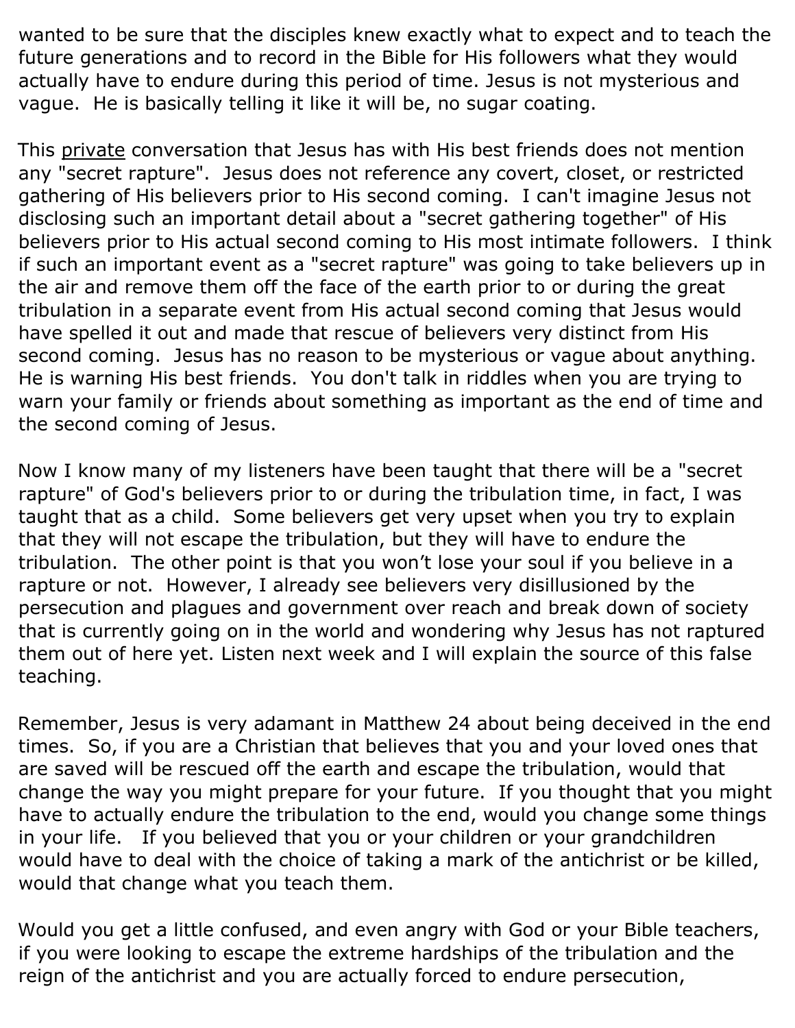wanted to be sure that the disciples knew exactly what to expect and to teach the future generations and to record in the Bible for His followers what they would actually have to endure during this period of time. Jesus is not mysterious and vague. He is basically telling it like it will be, no sugar coating.

This <u>private</u> conversation that Jesus has with His best friends does not mention any "secret rapture". Jesus does not reference any covert, closet, or restricted gathering of His believers prior to His second coming. I can't imagine Jesus not disclosing such an important detail about a "secret gathering together" of His believers prior to His actual second coming to His most intimate followers. I think if such an important event as a "secret rapture" was going to take believers up in the air and remove them off the face of the earth prior to or during the great tribulation in a separate event from His actual second coming that Jesus would have spelled it out and made that rescue of believers very distinct from His second coming. Jesus has no reason to be mysterious or vague about anything. He is warning His best friends. You don't talk in riddles when you are trying to warn your family or friends about something as important as the end of time and the second coming of Jesus.

Now I know many of my listeners have been taught that there will be a "secret rapture" of God's believers prior to or during the tribulation time, in fact, I was taught that as a child. Some believers get very upset when you try to explain that they will not escape the tribulation, but they will have to endure the tribulation. The other point is that you won't lose your soul if you believe in a rapture or not. However, I already see believers very disillusioned by the persecution and plagues and government over reach and break down of society that is currently going on in the world and wondering why Jesus has not raptured them out of here yet. Listen next week and I will explain the source of this false teaching.

Remember, Jesus is very adamant in Matthew 24 about being deceived in the end times. So, if you are a Christian that believes that you and your loved ones that are saved will be rescued off the earth and escape the tribulation, would that change the way you might prepare for your future. If you thought that you might have to actually endure the tribulation to the end, would you change some things in your life. If you believed that you or your children or your grandchildren would have to deal with the choice of taking a mark of the antichrist or be killed, would that change what you teach them.

Would you get a little confused, and even angry with God or your Bible teachers, if you were looking to escape the extreme hardships of the tribulation and the reign of the antichrist and you are actually forced to endure persecution,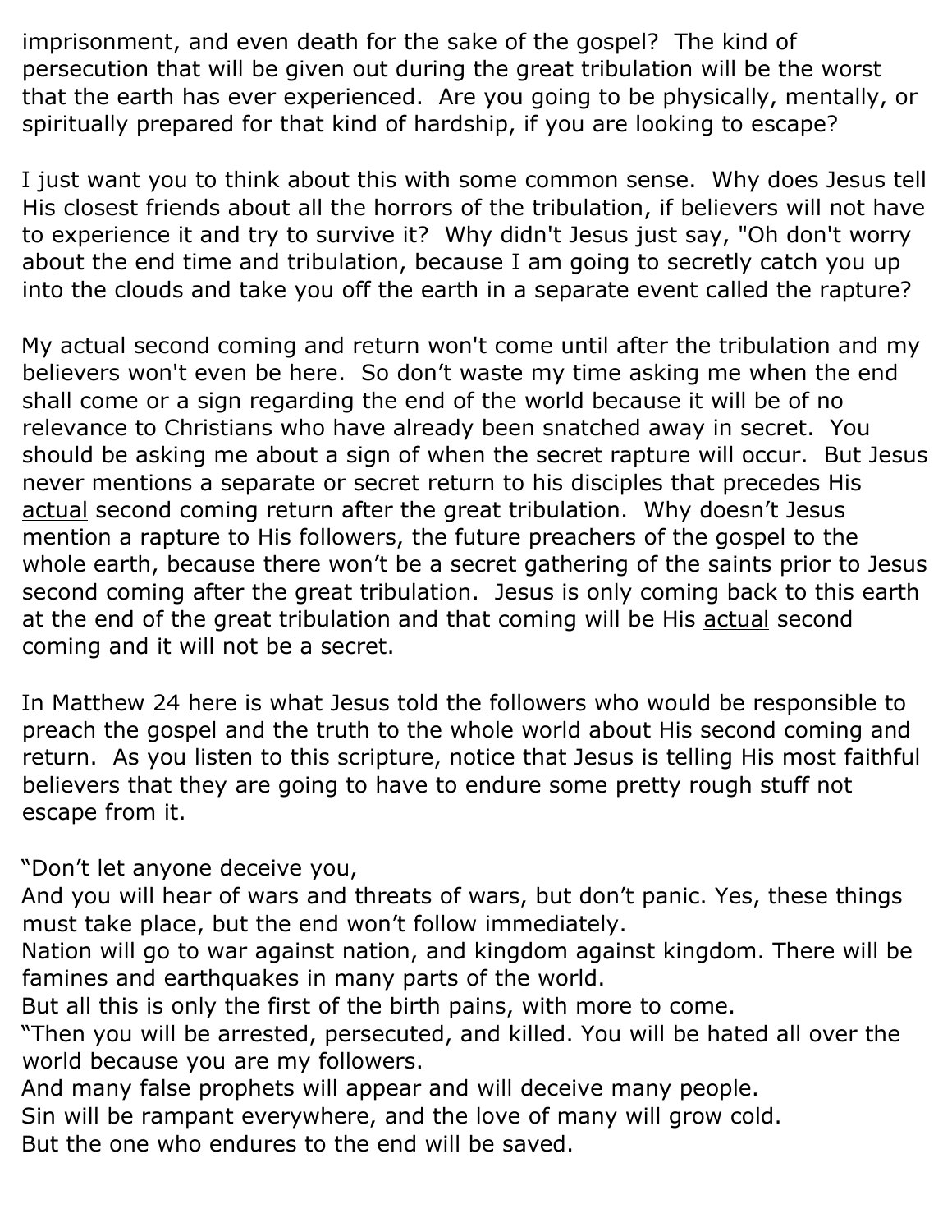imprisonment, and even death for the sake of the gospel? The kind of persecution that will be given out during the great tribulation will be the worst that the earth has ever experienced. Are you going to be physically, mentally, or spiritually prepared for that kind of hardship, if you are looking to escape?

I just want you to think about this with some common sense. Why does Jesus tell His closest friends about all the horrors of the tribulation, if believers will not have to experience it and try to survive it? Why didn't Jesus just say, "Oh don't worry about the end time and tribulation, because I am going to secretly catch you up into the clouds and take you off the earth in a separate event called the rapture?

My <u>actual</u> second coming and return won't come until after the tribulation and my believers won't even be here. So don’t waste my time asking me when the end shall come or a sign regarding the end of the world because it will be of no relevance to Christians who have already been snatched away in secret. You should be asking me about a sign of when the secret rapture will occur. But Jesus never mentions a separate or secret return to his disciples that precedes His <u>actual</u> second coming return after the great tribulation. Why doesn’t Jesus mention a rapture to His followers, the future preachers of the gospel to the whole earth, because there won’t be a secret gathering of the saints prior to Jesus second coming after the great tribulation. Jesus is only coming back to this earth at the end of the great tribulation and that coming will be His <u>actual</u> second coming and it will not be a secret.

In Matthew 24 here is what Jesus told the followers who would be responsible to preach the gospel and the truth to the whole world about His second coming and return. As you listen to this scripture, notice that Jesus is telling His most faithful believers that they are going to have to endure some pretty rough stuff not escape from it.

“Don’t let anyone deceive you,
And you will hear of wars and threats of wars, but don’t panic. Yes, these things must take place, but the end won’t follow immediately.
Nation will go to war against nation, and kingdom against kingdom. There will be famines and earthquakes in many parts of the world.
But all this is only the first of the birth pains, with more to come.
“Then you will be arrested, persecuted, and killed. You will be hated all over the world because you are my followers.
And many false prophets will appear and will deceive many people.
Sin will be rampant everywhere, and the love of many will grow cold.
But the one who endures to the end will be saved.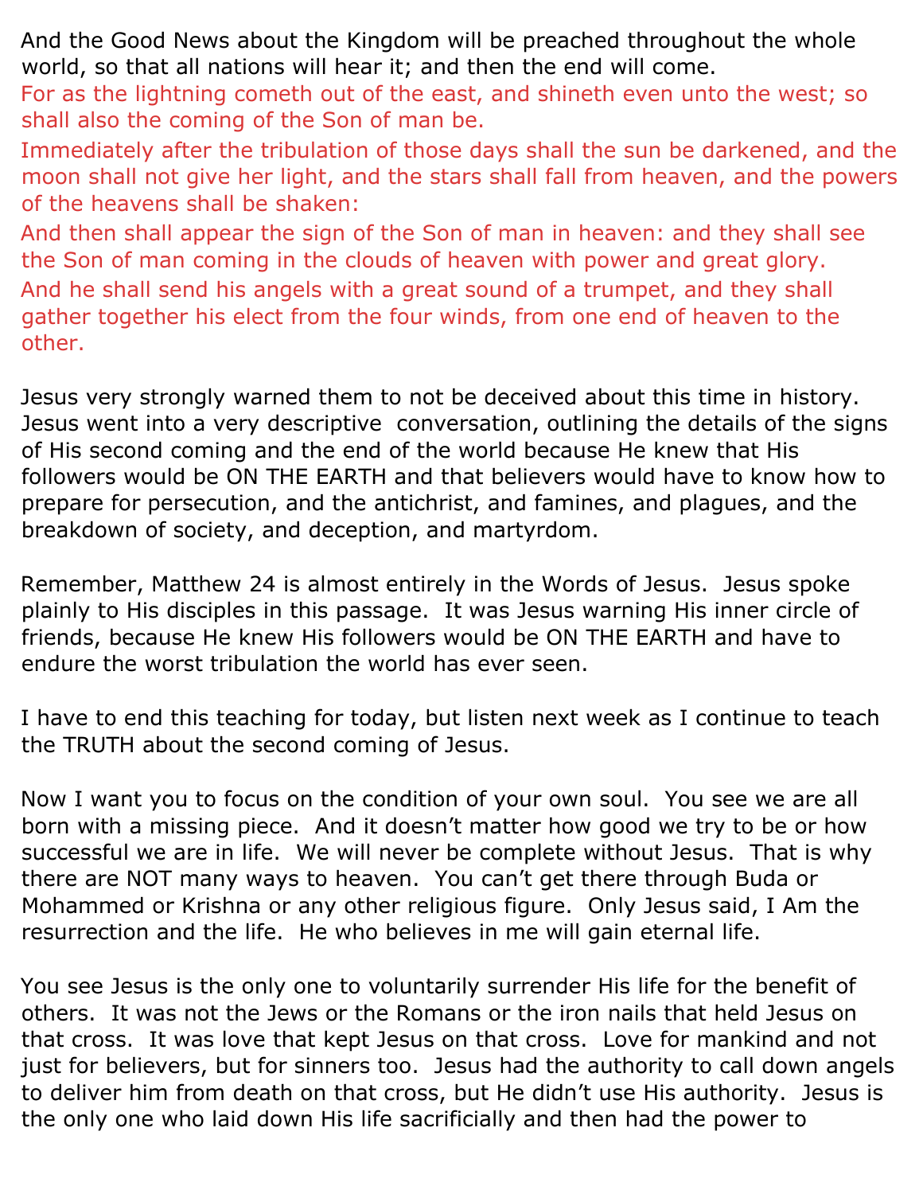And the Good News about the Kingdom will be preached throughout the whole world, so that all nations will hear it; and then the end will come.

For as the lightning cometh out of the east, and shineth even unto the west; so shall also the coming of the Son of man be.

Immediately after the tribulation of those days shall the sun be darkened, and the moon shall not give her light, and the stars shall fall from heaven, and the powers of the heavens shall be shaken:

And then shall appear the sign of the Son of man in heaven: and they shall see the Son of man coming in the clouds of heaven with power and great glory.

And he shall send his angels with a great sound of a trumpet, and they shall gather together his elect from the four winds, from one end of heaven to the other.

Jesus very strongly warned them to not be deceived about this time in history. Jesus went into a very descriptive conversation, outlining the details of the signs of His second coming and the end of the world because He knew that His followers would be ON THE EARTH and that believers would have to know how to prepare for persecution, and the antichrist, and famines, and plagues, and the breakdown of society, and deception, and martyrdom.

Remember, Matthew 24 is almost entirely in the Words of Jesus. Jesus spoke plainly to His disciples in this passage. It was Jesus warning His inner circle of friends, because He knew His followers would be ON THE EARTH and have to endure the worst tribulation the world has ever seen.

I have to end this teaching for today, but listen next week as I continue to teach the TRUTH about the second coming of Jesus.

Now I want you to focus on the condition of your own soul. You see we are all born with a missing piece. And it doesn't matter how good we try to be or how successful we are in life. We will never be complete without Jesus. That is why there are NOT many ways to heaven. You can't get there through Buda or Mohammed or Krishna or any other religious figure. Only Jesus said, I Am the resurrection and the life. He who believes in me will gain eternal life.

You see Jesus is the only one to voluntarily surrender His life for the benefit of others. It was not the Jews or the Romans or the iron nails that held Jesus on that cross. It was love that kept Jesus on that cross. Love for mankind and not just for believers, but for sinners too. Jesus had the authority to call down angels to deliver him from death on that cross, but He didn't use His authority. Jesus is the only one who laid down His life sacrificially and then had the power to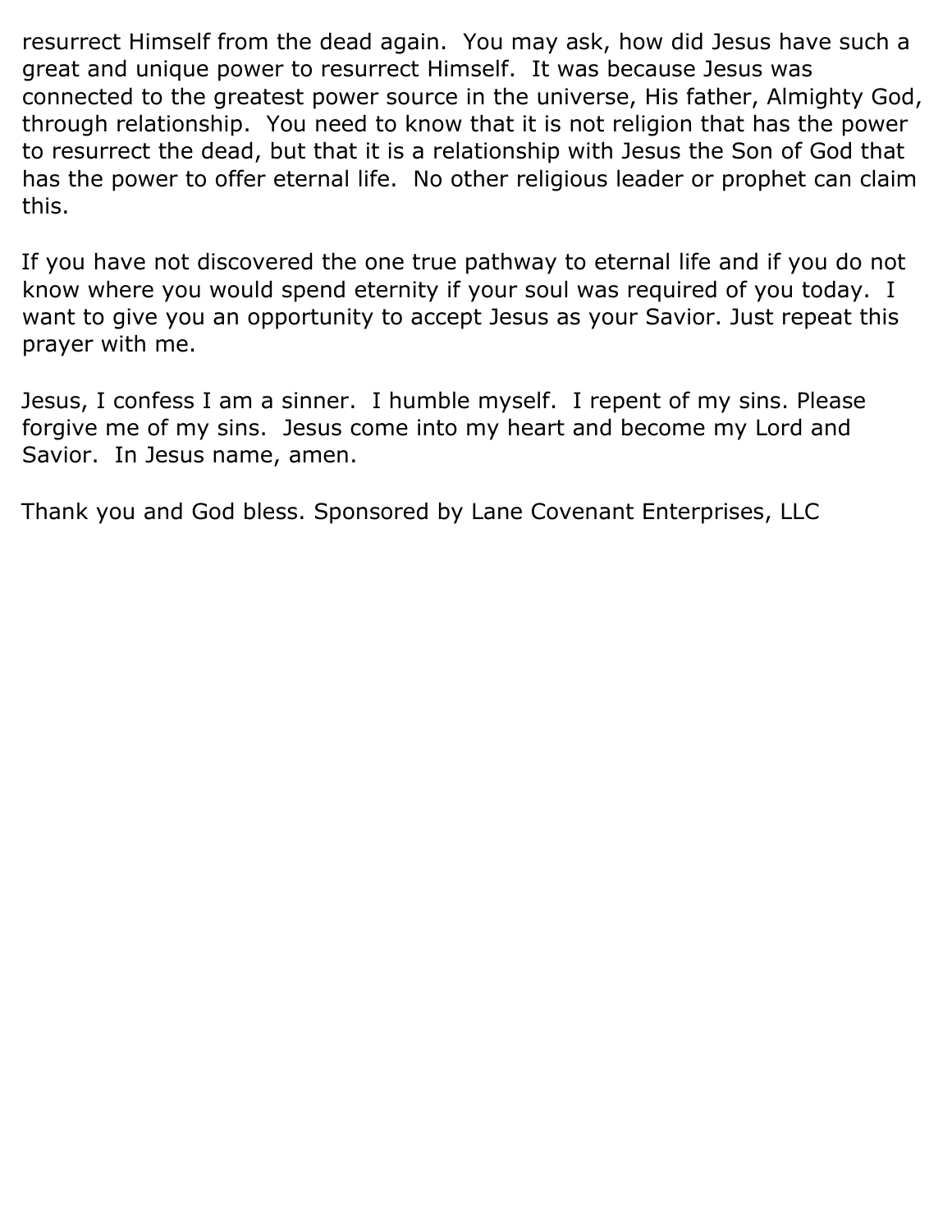resurrect Himself from the dead again. You may ask, how did Jesus have such a great and unique power to resurrect Himself. It was because Jesus was connected to the greatest power source in the universe, His father, Almighty God, through relationship. You need to know that it is not religion that has the power to resurrect the dead, but that it is a relationship with Jesus the Son of God that has the power to offer eternal life. No other religious leader or prophet can claim this.

If you have not discovered the one true pathway to eternal life and if you do not know where you would spend eternity if your soul was required of you today. I want to give you an opportunity to accept Jesus as your Savior. Just repeat this prayer with me.

Jesus, I confess I am a sinner. I humble myself. I repent of my sins. Please forgive me of my sins. Jesus come into my heart and become my Lord and Savior. In Jesus name, amen.

Thank you and God bless. Sponsored by Lane Covenant Enterprises, LLC